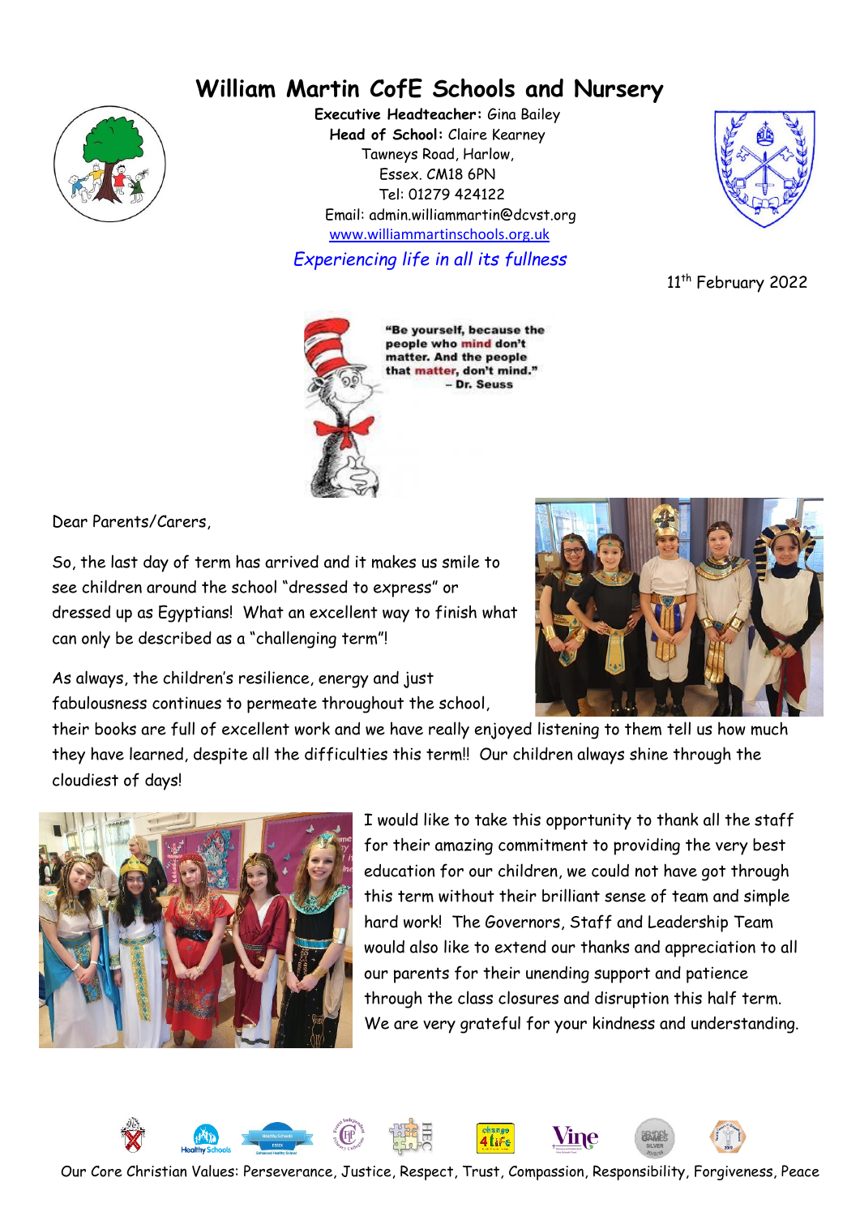# William Martin CofE Schools and Nursery

**Executive Headteacher:** Gina Bailey
**Head of School:** Claire Kearney
Tawneys Road, Harlow,
Essex. CM18 6PN
Tel: 01279 424122
Email: admin.williammartin@dcvst.org
www.williammartinschools.org.uk

*Experiencing life in all its fullness*

11th February 2022

**"Be yourself, because the people who mind don't matter. And the people that matter, don't mind."**
**– Dr. Seuss**

Dear Parents/Carers,

So, the last day of term has arrived and it makes us smile to see children around the school "dressed to express" or dressed up as Egyptians! What an excellent way to finish what can only be described as a "challenging term"!

As always, the children's resilience, energy and just fabulousness continues to permeate throughout the school, their books are full of excellent work and we have really enjoyed listening to them tell us how much they have learned, despite all the difficulties this term!! Our children always shine through the cloudiest of days!

I would like to take this opportunity to thank all the staff for their amazing commitment to providing the very best education for our children, we could not have got through this term without their brilliant sense of team and simple hard work! The Governors, Staff and Leadership Team would also like to extend our thanks and appreciation to all our parents for their unending support and patience through the class closures and disruption this half term. We are very grateful for your kindness and understanding.

Our Core Christian Values: Perseverance, Justice, Respect, Trust, Compassion, Responsibility, Forgiveness, Peace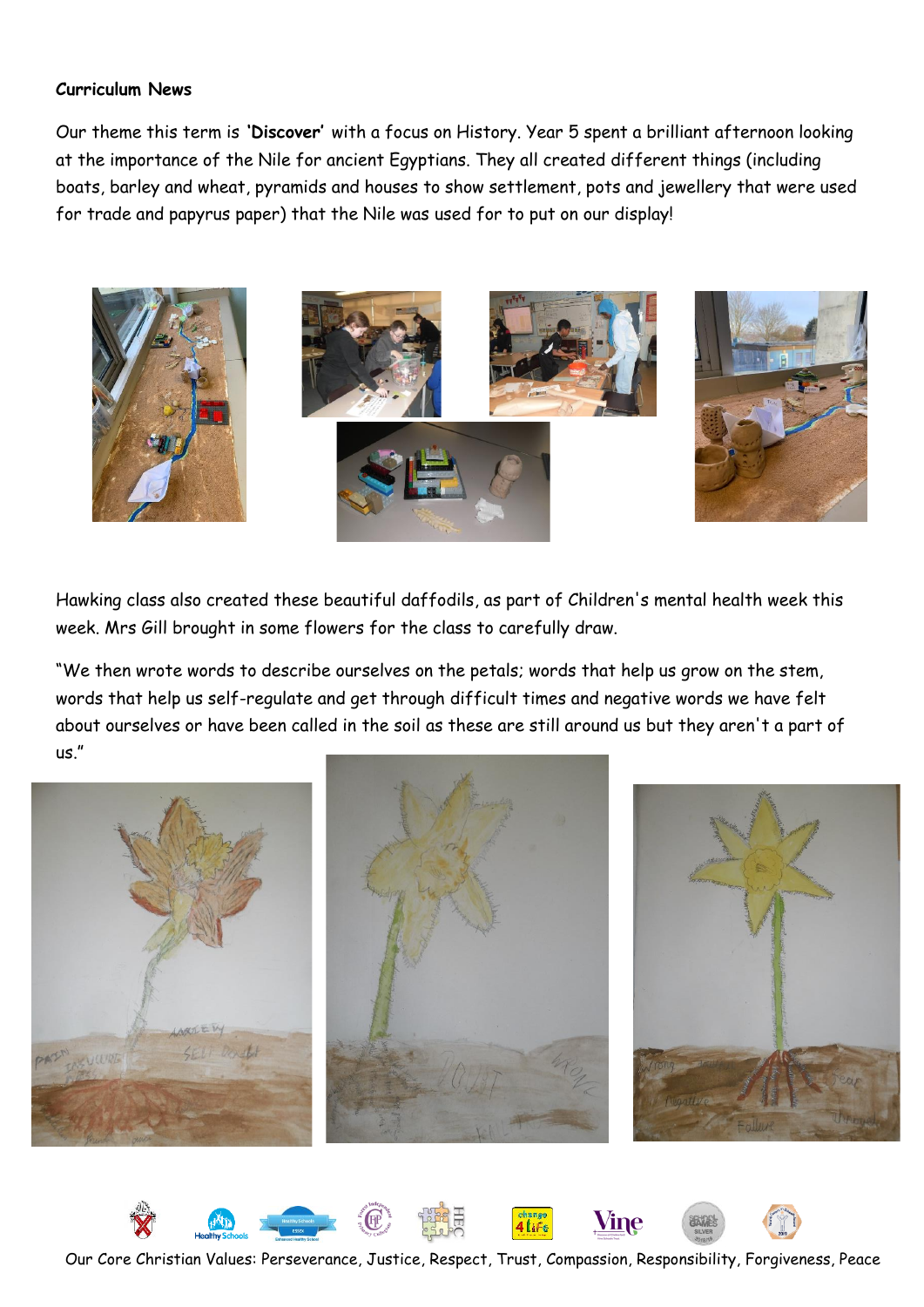**Curriculum News**

Our theme this term is **'Discover'** with a focus on History. Year 5 spent a brilliant afternoon looking at the importance of the Nile for ancient Egyptians. They all created different things (including boats, barley and wheat, pyramids and houses to show settlement, pots and jewellery that were used for trade and papyrus paper) that the Nile was used for to put on our display!

Hawking class also created these beautiful daffodils, as part of Children's mental health week this week. Mrs Gill brought in some flowers for the class to carefully draw.

"We then wrote words to describe ourselves on the petals; words that help us grow on the stem, words that help us self-regulate and get through difficult times and negative words we have felt about ourselves or have been called in the soil as these are still around us but they aren't a part of us."

Our Core Christian Values: Perseverance, Justice, Respect, Trust, Compassion, Responsibility, Forgiveness, Peace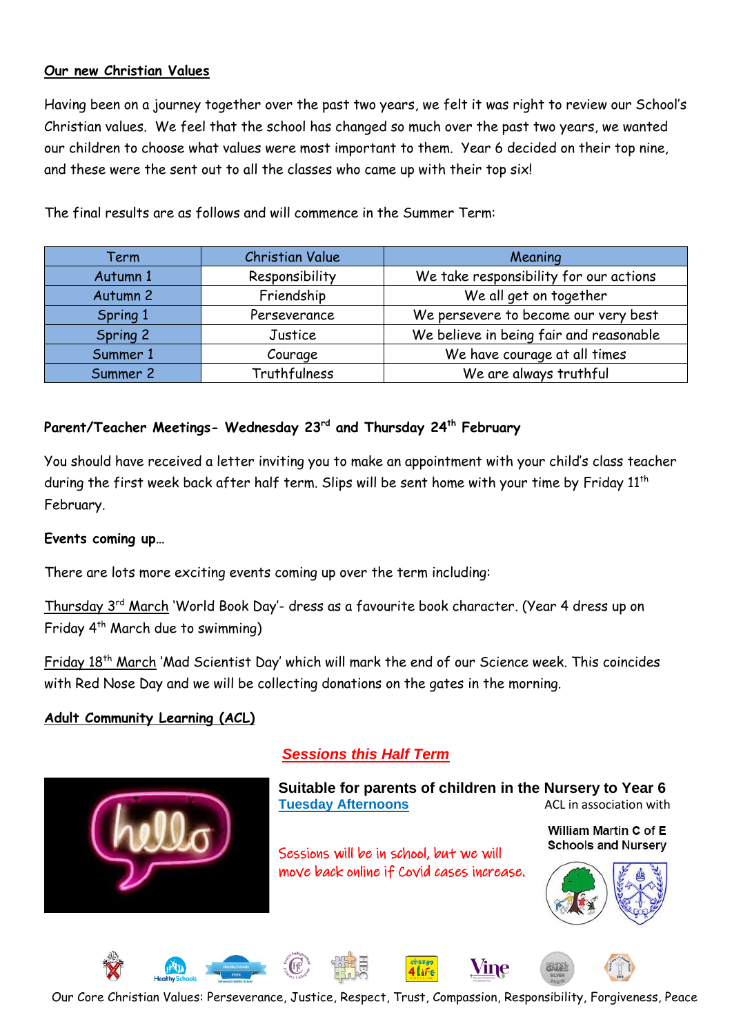## Our new Christian Values

Having been on a journey together over the past two years, we felt it was right to review our School's Christian values. We feel that the school has changed so much over the past two years, we wanted our children to choose what values were most important to them. Year 6 decided on their top nine, and these were the sent out to all the classes who came up with their top six!

The final results are as follows and will commence in the Summer Term:

| Term | Christian Value | Meaning |
|---|---|---|
| Autumn 1 | Responsibility | We take responsibility for our actions |
| Autumn 2 | Friendship | We all get on together |
| Spring 1 | Perseverance | We persevere to become our very best |
| Spring 2 | Justice | We believe in being fair and reasonable |
| Summer 1 | Courage | We have courage at all times |
| Summer 2 | Truthfulness | We are always truthful |

### Parent/Teacher Meetings- Wednesday 23rd and Thursday 24th February

You should have received a letter inviting you to make an appointment with your child's class teacher during the first week back after half term. Slips will be sent home with your time by Friday 11th February.

### Events coming up…

There are lots more exciting events coming up over the term including:

Thursday 3rd March 'World Book Day'- dress as a favourite book character. (Year 4 dress up on Friday 4th March due to swimming)

Friday 18th March 'Mad Scientist Day' which will mark the end of our Science week. This coincides with Red Nose Day and we will be collecting donations on the gates in the morning.

## Adult Community Learning (ACL)

***Sessions this Half Term***

**Suitable for parents of children in the Nursery to Year 6**

**Tuesday Afternoons**

ACL in association with

William Martin C of E Schools and Nursery

Sessions will be in school, but we will move back online if Covid cases increase.

Our Core Christian Values: Perseverance, Justice, Respect, Trust, Compassion, Responsibility, Forgiveness, Peace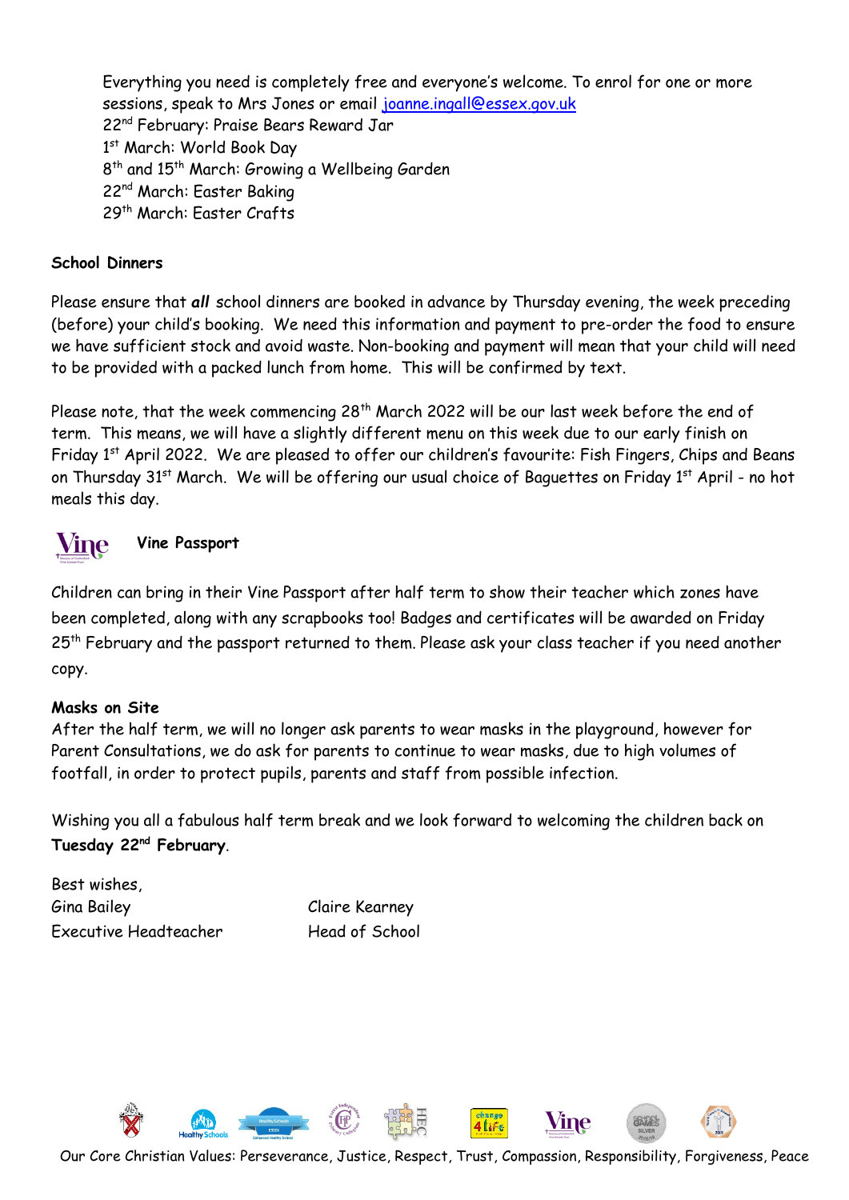Everything you need is completely free and everyone's welcome. To enrol for one or more sessions, speak to Mrs Jones or email joanne.ingall@essex.gov.uk

22nd February: Praise Bears Reward Jar
1st March: World Book Day
8th and 15th March: Growing a Wellbeing Garden
22nd March: Easter Baking
29th March: Easter Crafts

**School Dinners**

Please ensure that ***all*** school dinners are booked in advance by Thursday evening, the week preceding (before) your child's booking. We need this information and payment to pre-order the food to ensure we have sufficient stock and avoid waste. Non-booking and payment will mean that your child will need to be provided with a packed lunch from home. This will be confirmed by text.

Please note, that the week commencing 28th March 2022 will be our last week before the end of term. This means, we will have a slightly different menu on this week due to our early finish on Friday 1st April 2022. We are pleased to offer our children's favourite: Fish Fingers, Chips and Beans on Thursday 31st March. We will be offering our usual choice of Baguettes on Friday 1st April - no hot meals this day.

**Vine Passport**

Children can bring in their Vine Passport after half term to show their teacher which zones have been completed, along with any scrapbooks too! Badges and certificates will be awarded on Friday 25th February and the passport returned to them. Please ask your class teacher if you need another copy.

**Masks on Site**

After the half term, we will no longer ask parents to wear masks in the playground, however for Parent Consultations, we do ask for parents to continue to wear masks, due to high volumes of footfall, in order to protect pupils, parents and staff from possible infection.

Wishing you all a fabulous half term break and we look forward to welcoming the children back on **Tuesday 22nd February**.

Best wishes,

Gina Bailey
Executive Headteacher

Claire Kearney
Head of School

Our Core Christian Values: Perseverance, Justice, Respect, Trust, Compassion, Responsibility, Forgiveness, Peace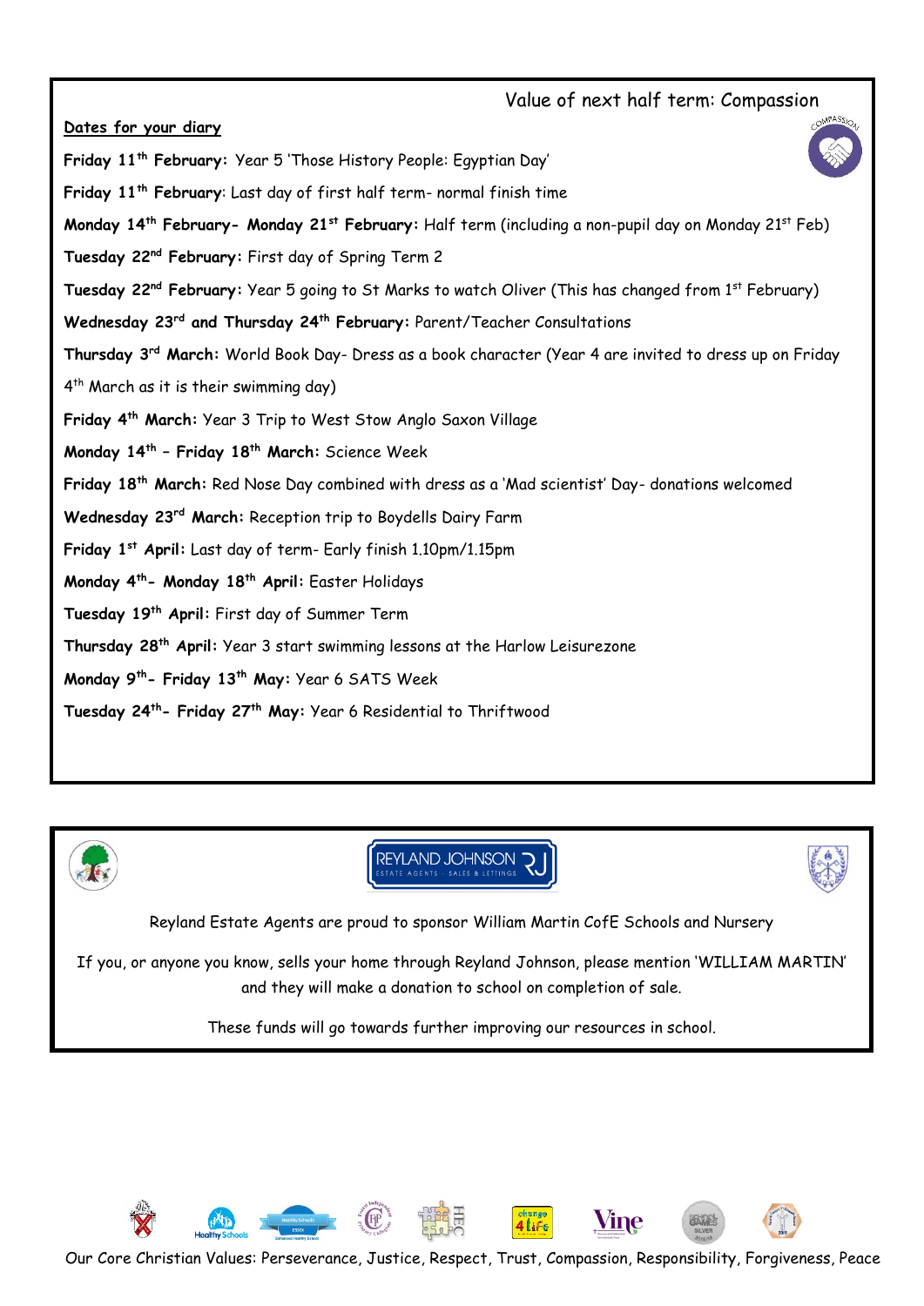Value of next half term: Compassion

**Dates for your diary**

**Friday 11th February:** Year 5 'Those History People: Egyptian Day'

**Friday 11th February**: Last day of first half term- normal finish time

**Monday 14th February- Monday 21st February:** Half term (including a non-pupil day on Monday 21st Feb)

**Tuesday 22nd February:** First day of Spring Term 2

**Tuesday 22nd February:** Year 5 going to St Marks to watch Oliver (This has changed from 1st February)

**Wednesday 23rd and Thursday 24th February:** Parent/Teacher Consultations

**Thursday 3rd March:** World Book Day- Dress as a book character (Year 4 are invited to dress up on Friday 4th March as it is their swimming day)

**Friday 4th March:** Year 3 Trip to West Stow Anglo Saxon Village

**Monday 14th – Friday 18th March:** Science Week

**Friday 18th March:** Red Nose Day combined with dress as a 'Mad scientist' Day- donations welcomed

**Wednesday 23rd March:** Reception trip to Boydells Dairy Farm

**Friday 1st April:** Last day of term- Early finish 1.10pm/1.15pm

**Monday 4th- Monday 18th April:** Easter Holidays

**Tuesday 19th April:** First day of Summer Term

**Thursday 28th April:** Year 3 start swimming lessons at the Harlow Leisurezone

**Monday 9th- Friday 13th May:** Year 6 SATS Week

**Tuesday 24th- Friday 27th May:** Year 6 Residential to Thriftwood

REYLAND JOHNSON
ESTATE AGENTS · SALES & LETTINGS

Reyland Estate Agents are proud to sponsor William Martin CofE Schools and Nursery

If you, or anyone you know, sells your home through Reyland Johnson, please mention 'WILLIAM MARTIN' and they will make a donation to school on completion of sale.

These funds will go towards further improving our resources in school.

Our Core Christian Values: Perseverance, Justice, Respect, Trust, Compassion, Responsibility, Forgiveness, Peace